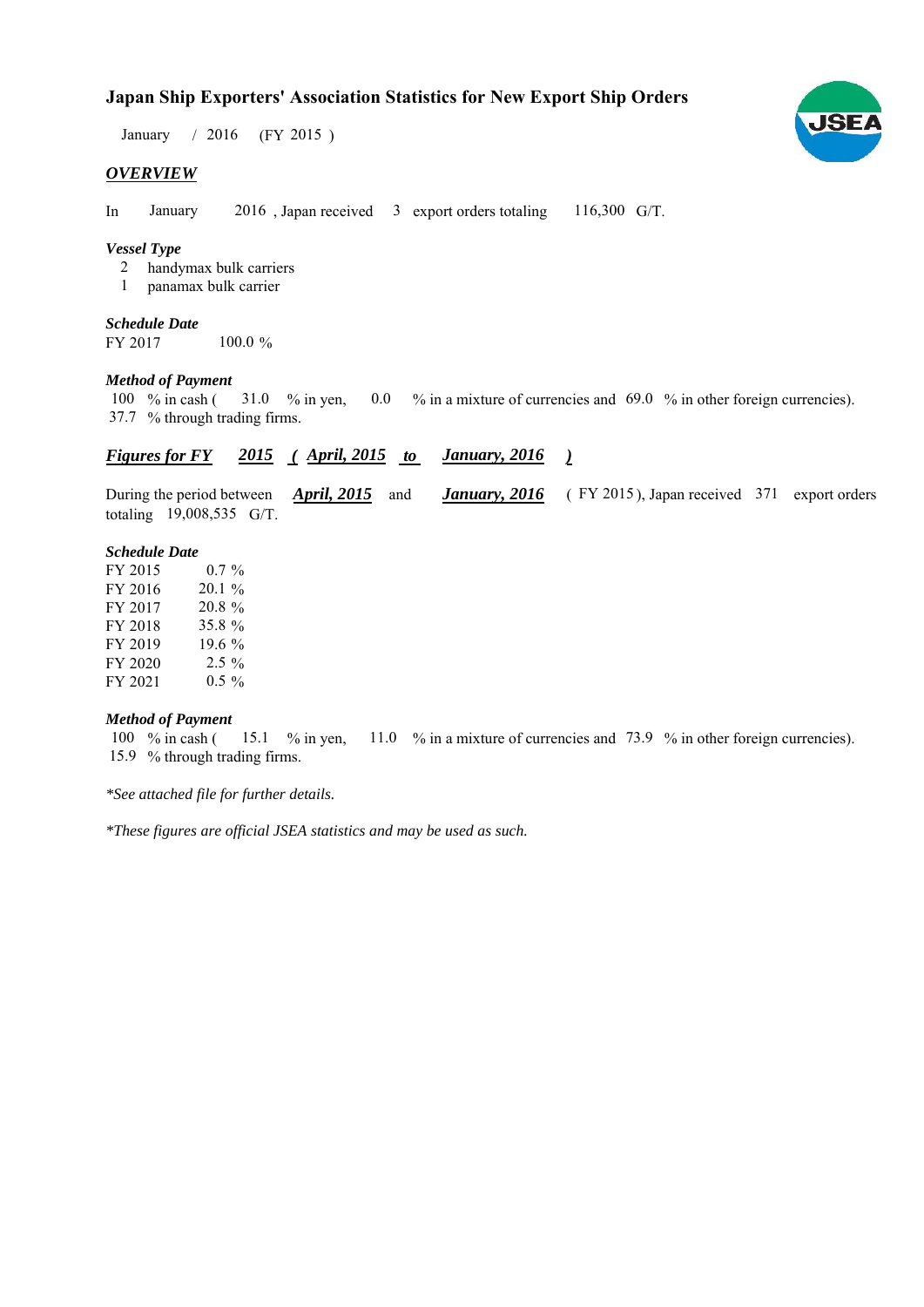# Japan Ship Exporters' Association Statistics for New Export Ship Orders

January / 2016 (FY 2015 )

## *OVERVIEW*

In January 2016 , Japan received 3 export orders totaling 116,300 G/T.

### *Vessel Type*

2 handymax bulk carriers
1 panamax bulk carrier

### *Schedule Date*

FY 2017 100.0 %

### *Method of Payment*

100 % in cash ( 31.0 % in yen, 0.0 % in a mixture of currencies and 69.0 % in other foreign currencies).
37.7 % through trading firms.

## *Figures for FY 2015 ( April, 2015 to January, 2016 )*

During the period between ***April, 2015*** and ***January, 2016*** ( FY 2015 ), Japan received 371 export orders totaling 19,008,535 G/T.

### *Schedule Date*

| | |
|---|---|
| FY 2015 | 0.7 % |
| FY 2016 | 20.1 % |
| FY 2017 | 20.8 % |
| FY 2018 | 35.8 % |
| FY 2019 | 19.6 % |
| FY 2020 | 2.5 % |
| FY 2021 | 0.5 % |

### *Method of Payment*

100 % in cash ( 15.1 % in yen, 11.0 % in a mixture of currencies and 73.9 % in other foreign currencies).
15.9 % through trading firms.

*\*See attached file for further details.*

*\*These figures are official JSEA statistics and may be used as such.*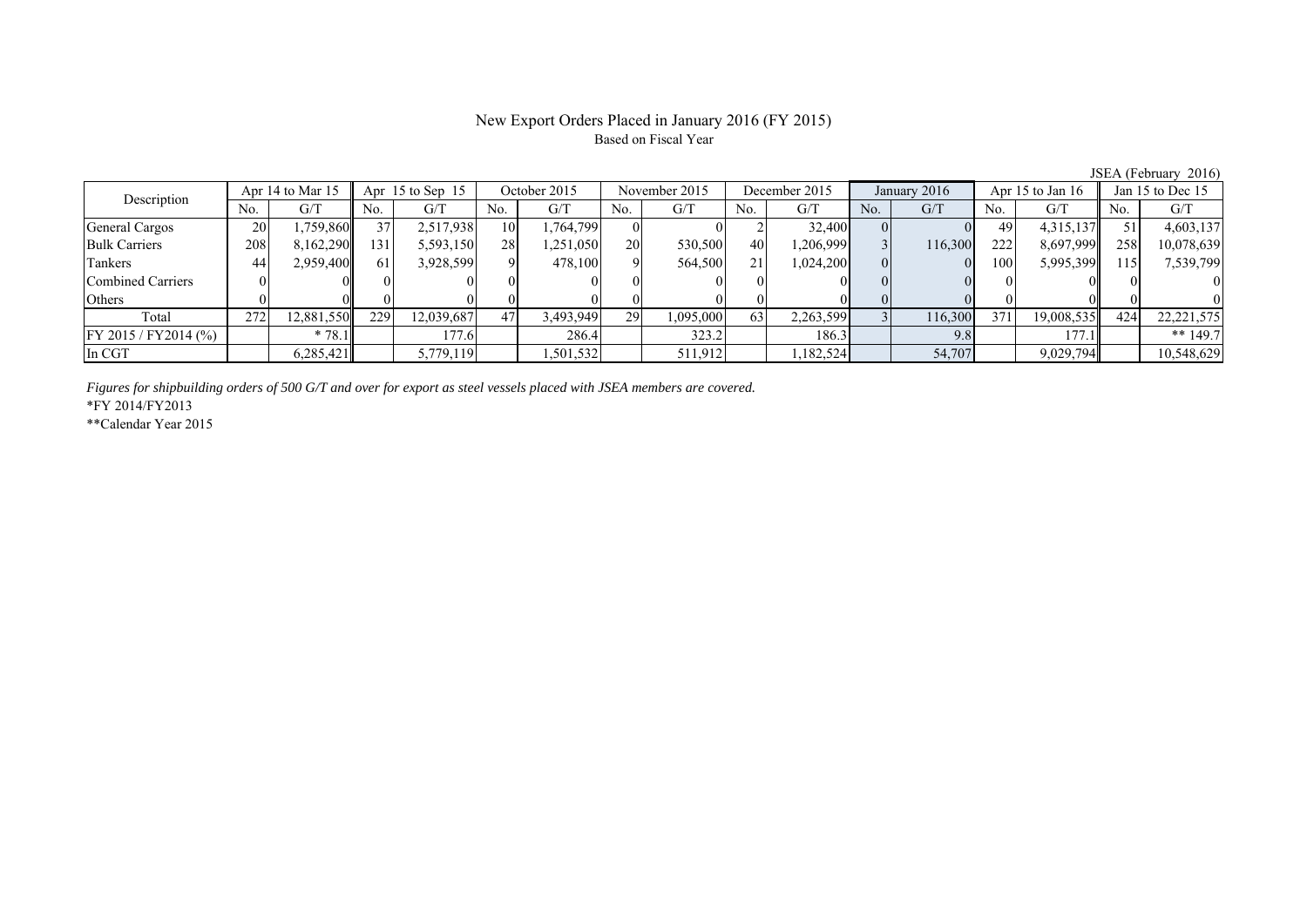# New Export Orders Placed in January 2016 (FY 2015)

Based on Fiscal Year

JSEA (February 2016)

| Description | Apr 14 to Mar 15 | | Apr 15 to Sep 15 | | October 2015 | | November 2015 | | December 2015 | | January 2016 | | Apr 15 to Jan 16 | | Jan 15 to Dec 15 | |
|---|---|---|---|---|---|---|---|---|---|---|---|---|---|---|---|---|
| | No. | G/T | No. | G/T | No. | G/T | No. | G/T | No. | G/T | No. | G/T | No. | G/T | No. | G/T |
| General Cargos | 20 | 1,759,860 | 37 | 2,517,938 | 10 | 1,764,799 | 0 | 0 | 2 | 32,400 | 0 | 0 | 49 | 4,315,137 | 51 | 4,603,137 |
| Bulk Carriers | 208 | 8,162,290 | 131 | 5,593,150 | 28 | 1,251,050 | 20 | 530,500 | 40 | 1,206,999 | 3 | 116,300 | 222 | 8,697,999 | 258 | 10,078,639 |
| Tankers | 44 | 2,959,400 | 61 | 3,928,599 | 9 | 478,100 | 9 | 564,500 | 21 | 1,024,200 | 0 | 0 | 100 | 5,995,399 | 115 | 7,539,799 |
| Combined Carriers | 0 | 0 | 0 | 0 | 0 | 0 | 0 | 0 | 0 | 0 | 0 | 0 | 0 | 0 | 0 | 0 |
| Others | 0 | 0 | 0 | 0 | 0 | 0 | 0 | 0 | 0 | 0 | 0 | 0 | 0 | 0 | 0 | 0 |
| Total | 272 | 12,881,550 | 229 | 12,039,687 | 47 | 3,493,949 | 29 | 1,095,000 | 63 | 2,263,599 | 3 | 116,300 | 371 | 19,008,535 | 424 | 22,221,575 |
| FY 2015 / FY2014 (%) | | * 78.1 | | 177.6 | | 286.4 | | 323.2 | | 186.3 | | 9.8 | | 177.1 | | ** 149.7 |
| In CGT | | 6,285,421 | | 5,779,119 | | 1,501,532 | | 511,912 | | 1,182,524 | | 54,707 | | 9,029,794 | | 10,548,629 |

*Figures for shipbuilding orders of 500 G/T and over for export as steel vessels placed with JSEA members are covered.*

*FY 2014/FY2013

**Calendar Year 2015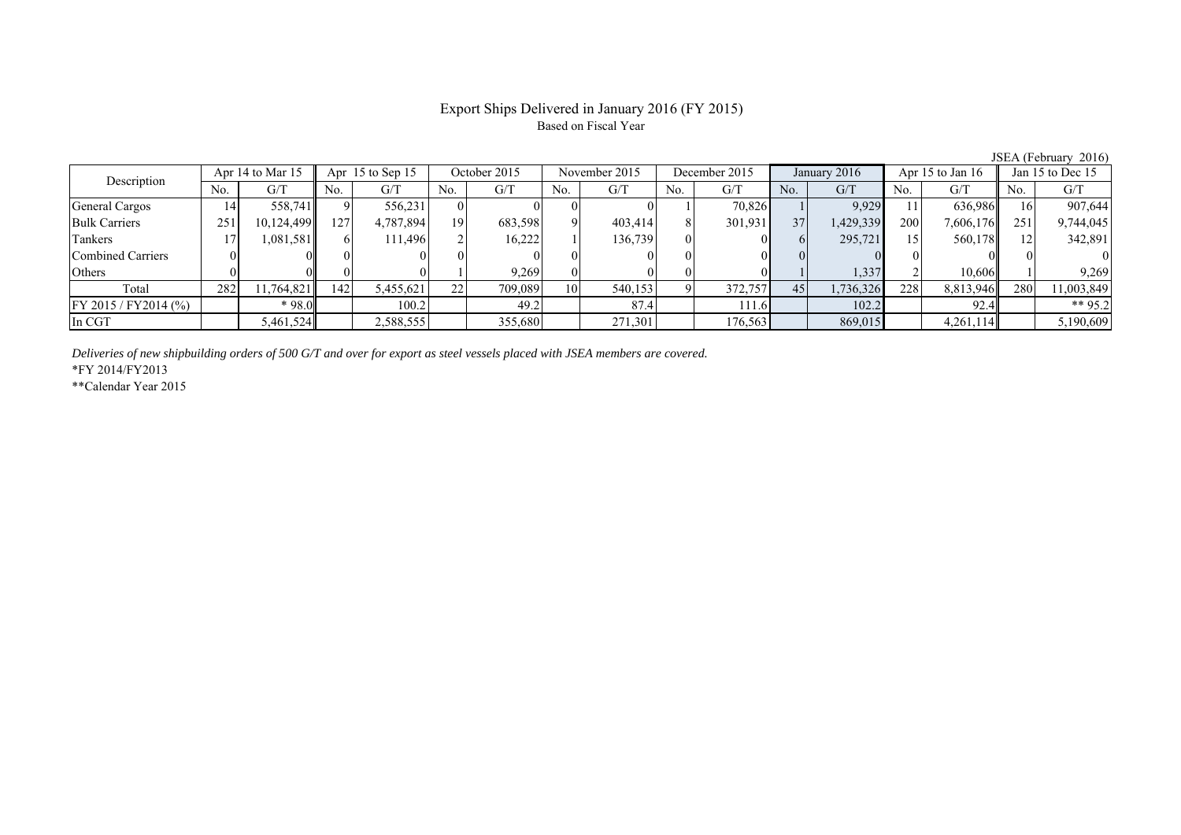# Export Ships Delivered in January 2016 (FY 2015)

Based on Fiscal Year

JSEA (February 2016)

| Description | Apr 14 to Mar 15 | | Apr 15 to Sep 15 | | October 2015 | | November 2015 | | December 2015 | | January 2016 | | Apr 15 to Jan 16 | | Jan 15 to Dec 15 | |
|---|---|---|---|---|---|---|---|---|---|---|---|---|---|---|---|---|
| | No. | G/T | No. | G/T | No. | G/T | No. | G/T | No. | G/T | No. | G/T | No. | G/T | No. | G/T |
| General Cargos | 14 | 558,741 | 9 | 556,231 | 0 | 0 | 0 | 0 | 1 | 70,826 | 1 | 9,929 | 11 | 636,986 | 16 | 907,644 |
| Bulk Carriers | 251 | 10,124,499 | 127 | 4,787,894 | 19 | 683,598 | 9 | 403,414 | 8 | 301,931 | 37 | 1,429,339 | 200 | 7,606,176 | 251 | 9,744,045 |
| Tankers | 17 | 1,081,581 | 6 | 111,496 | 2 | 16,222 | 1 | 136,739 | 0 | 0 | 6 | 295,721 | 15 | 560,178 | 12 | 342,891 |
| Combined Carriers | 0 | 0 | 0 | 0 | 0 | 0 | 0 | 0 | 0 | 0 | 0 | 0 | 0 | 0 | 0 | 0 |
| Others | 0 | 0 | 0 | 0 | 1 | 9,269 | 0 | 0 | 0 | 0 | 1 | 1,337 | 2 | 10,606 | 1 | 9,269 |
| Total | 282 | 11,764,821 | 142 | 5,455,621 | 22 | 709,089 | 10 | 540,153 | 9 | 372,757 | 45 | 1,736,326 | 228 | 8,813,946 | 280 | 11,003,849 |
| FY 2015 / FY2014 (%) | | * 98.0 | | 100.2 | | 49.2 | | 87.4 | | 111.6 | | 102.2 | | 92.4 | | ** 95.2 |
| In CGT | | 5,461,524 | | 2,588,555 | | 355,680 | | 271,301 | | 176,563 | | 869,015 | | 4,261,114 | | 5,190,609 |

*Deliveries of new shipbuilding orders of 500 G/T and over for export as steel vessels placed with JSEA members are covered.*

*FY 2014/FY2013

**Calendar Year 2015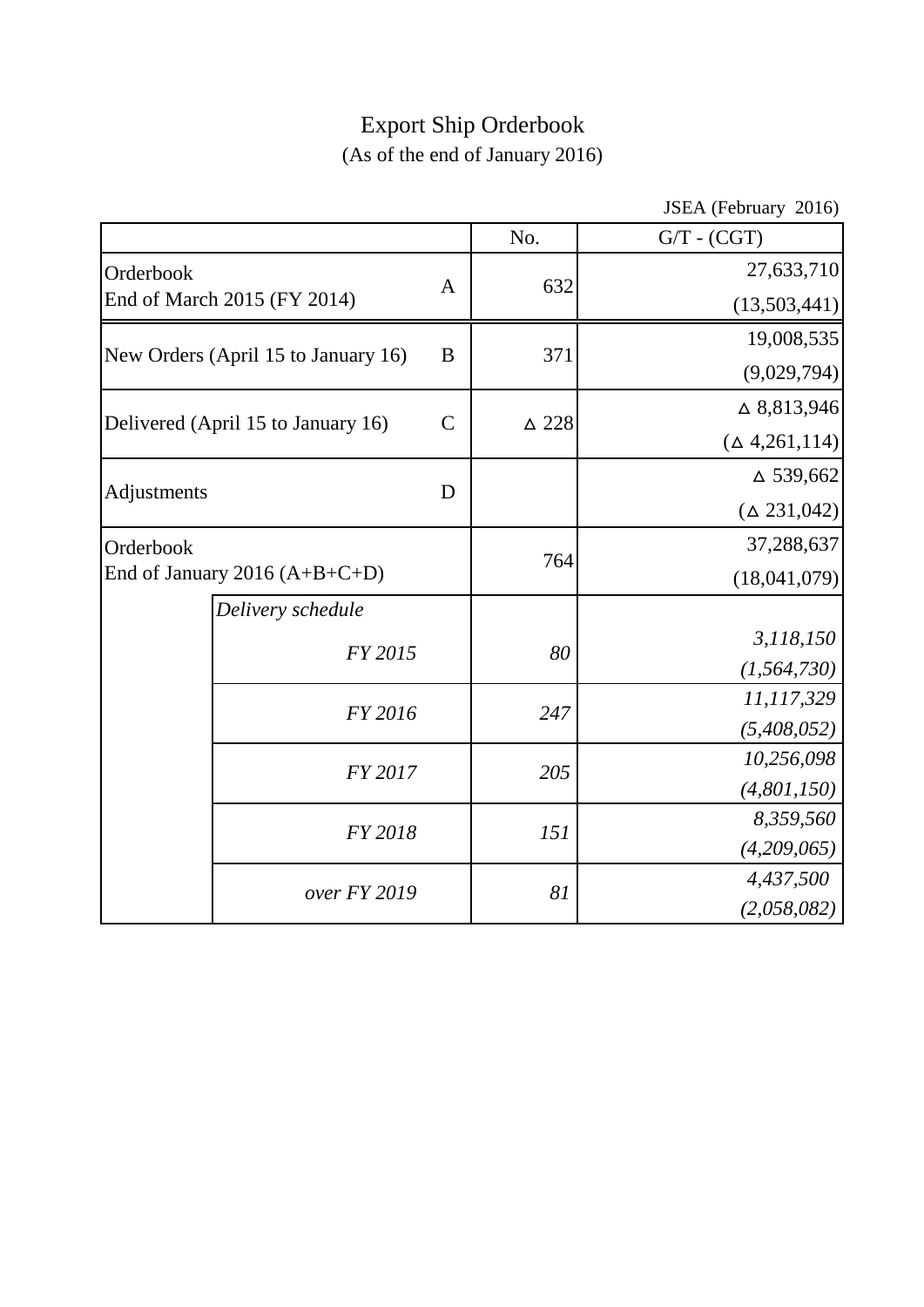# Export Ship Orderbook

(As of the end of January 2016)

JSEA (February 2016)

| | | | No. | G/T - (CGT) |
|---|---|---|---|---|
| Orderbook<br>End of March 2015 (FY 2014) | | A | 632 | 27,633,710<br>(13,503,441) |
| New Orders (April 15 to January 16) | | B | 371 | 19,008,535<br>(9,029,794) |
| Delivered (April 15 to January 16) | | C | ⊿ 228 | ⊿ 8,813,946<br>(⊿ 4,261,114) |
| Adjustments | | D | | ⊿ 539,662<br>(⊿ 231,042) |
| Orderbook<br>End of January 2016 (A+B+C+D) | | | 764 | 37,288,637<br>(18,041,079) |
| | *Delivery schedule* | | | |
| | *FY 2015* | | *80* | *3,118,150*<br>*(1,564,730)* |
| | *FY 2016* | | *247* | *11,117,329*<br>*(5,408,052)* |
| | *FY 2017* | | *205* | *10,256,098*<br>*(4,801,150)* |
| | *FY 2018* | | *151* | *8,359,560*<br>*(4,209,065)* |
| | *over FY 2019* | | *81* | *4,437,500*<br>*(2,058,082)* |